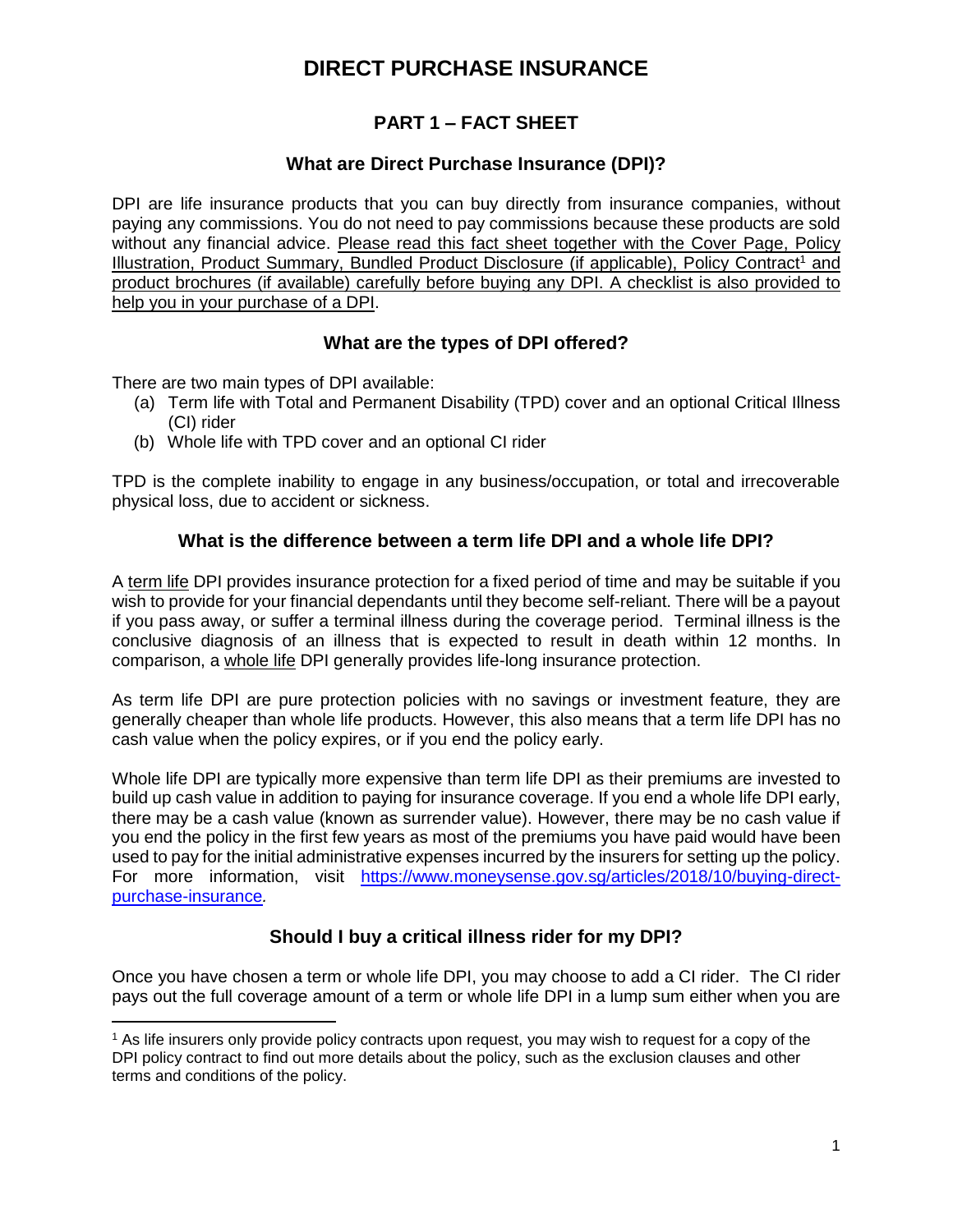# DIRECT PURCHASE INSURANCE

## PART 1 – FACT SHEET

### What are Direct Purchase Insurance (DPI)?

DPI are life insurance products that you can buy directly from insurance companies, without paying any commissions. You do not need to pay commissions because these products are sold without any financial advice. Please read this fact sheet together with the Cover Page, Policy Illustration, Product Summary, Bundled Product Disclosure (if applicable), Policy Contract[1] and product brochures (if available) carefully before buying any DPI. A checklist is also provided to help you in your purchase of a DPI.

### What are the types of DPI offered?

There are two main types of DPI available:

(a) Term life with Total and Permanent Disability (TPD) cover and an optional Critical Illness (CI) rider

(b) Whole life with TPD cover and an optional CI rider

TPD is the complete inability to engage in any business/occupation, or total and irrecoverable physical loss, due to accident or sickness.

### What is the difference between a term life DPI and a whole life DPI?

A term life DPI provides insurance protection for a fixed period of time and may be suitable if you wish to provide for your financial dependants until they become self-reliant. There will be a payout if you pass away, or suffer a terminal illness during the coverage period. Terminal illness is the conclusive diagnosis of an illness that is expected to result in death within 12 months. In comparison, a whole life DPI generally provides life-long insurance protection.

As term life DPI are pure protection policies with no savings or investment feature, they are generally cheaper than whole life products. However, this also means that a term life DPI has no cash value when the policy expires, or if you end the policy early.

Whole life DPI are typically more expensive than term life DPI as their premiums are invested to build up cash value in addition to paying for insurance coverage. If you end a whole life DPI early, there may be a cash value (known as surrender value). However, there may be no cash value if you end the policy in the first few years as most of the premiums you have paid would have been used to pay for the initial administrative expenses incurred by the insurers for setting up the policy. For more information, visit https://www.moneysense.gov.sg/articles/2018/10/buying-direct-purchase-insurance.

### Should I buy a critical illness rider for my DPI?

Once you have chosen a term or whole life DPI, you may choose to add a CI rider. The CI rider pays out the full coverage amount of a term or whole life DPI in a lump sum either when you are

[1] As life insurers only provide policy contracts upon request, you may wish to request for a copy of the DPI policy contract to find out more details about the policy, such as the exclusion clauses and other terms and conditions of the policy.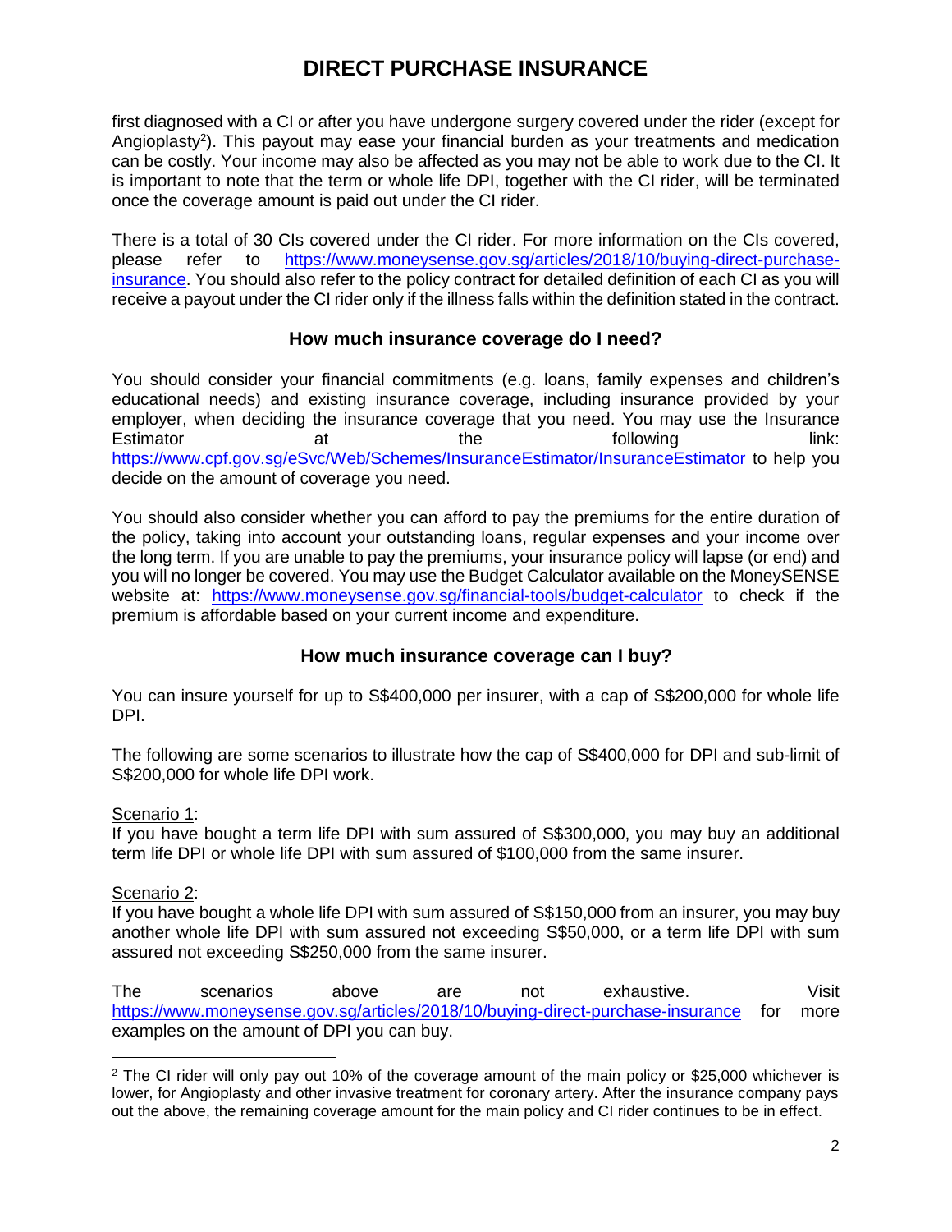first diagnosed with a CI or after you have undergone surgery covered under the rider (except for Angioplasty[2]). This payout may ease your financial burden as your treatments and medication can be costly. Your income may also be affected as you may not be able to work due to the CI. It is important to note that the term or whole life DPI, together with the CI rider, will be terminated once the coverage amount is paid out under the CI rider.

There is a total of 30 CIs covered under the CI rider. For more information on the CIs covered, please refer to https://www.moneysense.gov.sg/articles/2018/10/buying-direct-purchase-insurance. You should also refer to the policy contract for detailed definition of each CI as you will receive a payout under the CI rider only if the illness falls within the definition stated in the contract.

## How much insurance coverage do I need?

You should consider your financial commitments (e.g. loans, family expenses and children's educational needs) and existing insurance coverage, including insurance provided by your employer, when deciding the insurance coverage that you need. You may use the Insurance Estimator at the following link: https://www.cpf.gov.sg/eSvc/Web/Schemes/InsuranceEstimator/InsuranceEstimator to help you decide on the amount of coverage you need.

You should also consider whether you can afford to pay the premiums for the entire duration of the policy, taking into account your outstanding loans, regular expenses and your income over the long term. If you are unable to pay the premiums, your insurance policy will lapse (or end) and you will no longer be covered. You may use the Budget Calculator available on the MoneySENSE website at: https://www.moneysense.gov.sg/financial-tools/budget-calculator to check if the premium is affordable based on your current income and expenditure.

## How much insurance coverage can I buy?

You can insure yourself for up to S$400,000 per insurer, with a cap of S$200,000 for whole life DPI.

The following are some scenarios to illustrate how the cap of S$400,000 for DPI and sub-limit of S$200,000 for whole life DPI work.

Scenario 1:
If you have bought a term life DPI with sum assured of S$300,000, you may buy an additional term life DPI or whole life DPI with sum assured of $100,000 from the same insurer.

Scenario 2:
If you have bought a whole life DPI with sum assured of S$150,000 from an insurer, you may buy another whole life DPI with sum assured not exceeding S$50,000, or a term life DPI with sum assured not exceeding S$250,000 from the same insurer.

The scenarios above are not exhaustive. Visit https://www.moneysense.gov.sg/articles/2018/10/buying-direct-purchase-insurance for more examples on the amount of DPI you can buy.

---

[2] The CI rider will only pay out 10% of the coverage amount of the main policy or $25,000 whichever is lower, for Angioplasty and other invasive treatment for coronary artery. After the insurance company pays out the above, the remaining coverage amount for the main policy and CI rider continues to be in effect.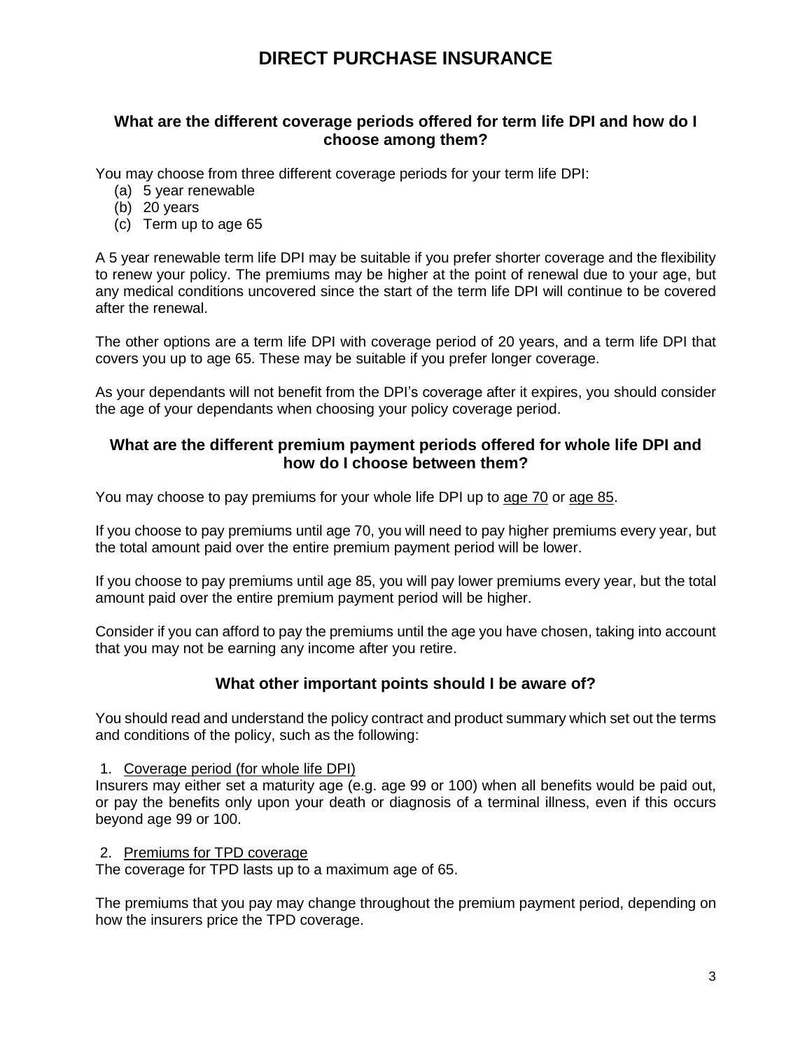# DIRECT PURCHASE INSURANCE

### What are the different coverage periods offered for term life DPI and how do I choose among them?

You may choose from three different coverage periods for your term life DPI:

(a) 5 year renewable
(b) 20 years
(c) Term up to age 65

A 5 year renewable term life DPI may be suitable if you prefer shorter coverage and the flexibility to renew your policy. The premiums may be higher at the point of renewal due to your age, but any medical conditions uncovered since the start of the term life DPI will continue to be covered after the renewal.

The other options are a term life DPI with coverage period of 20 years, and a term life DPI that covers you up to age 65. These may be suitable if you prefer longer coverage.

As your dependants will not benefit from the DPI's coverage after it expires, you should consider the age of your dependants when choosing your policy coverage period.

### What are the different premium payment periods offered for whole life DPI and how do I choose between them?

You may choose to pay premiums for your whole life DPI up to <u>age 70</u> or <u>age 85</u>.

If you choose to pay premiums until age 70, you will need to pay higher premiums every year, but the total amount paid over the entire premium payment period will be lower.

If you choose to pay premiums until age 85, you will pay lower premiums every year, but the total amount paid over the entire premium payment period will be higher.

Consider if you can afford to pay the premiums until the age you have chosen, taking into account that you may not be earning any income after you retire.

### What other important points should I be aware of?

You should read and understand the policy contract and product summary which set out the terms and conditions of the policy, such as the following:

1. <u>Coverage period (for whole life DPI)</u>

Insurers may either set a maturity age (e.g. age 99 or 100) when all benefits would be paid out, or pay the benefits only upon your death or diagnosis of a terminal illness, even if this occurs beyond age 99 or 100.

2. <u>Premiums for TPD coverage</u>

The coverage for TPD lasts up to a maximum age of 65.

The premiums that you pay may change throughout the premium payment period, depending on how the insurers price the TPD coverage.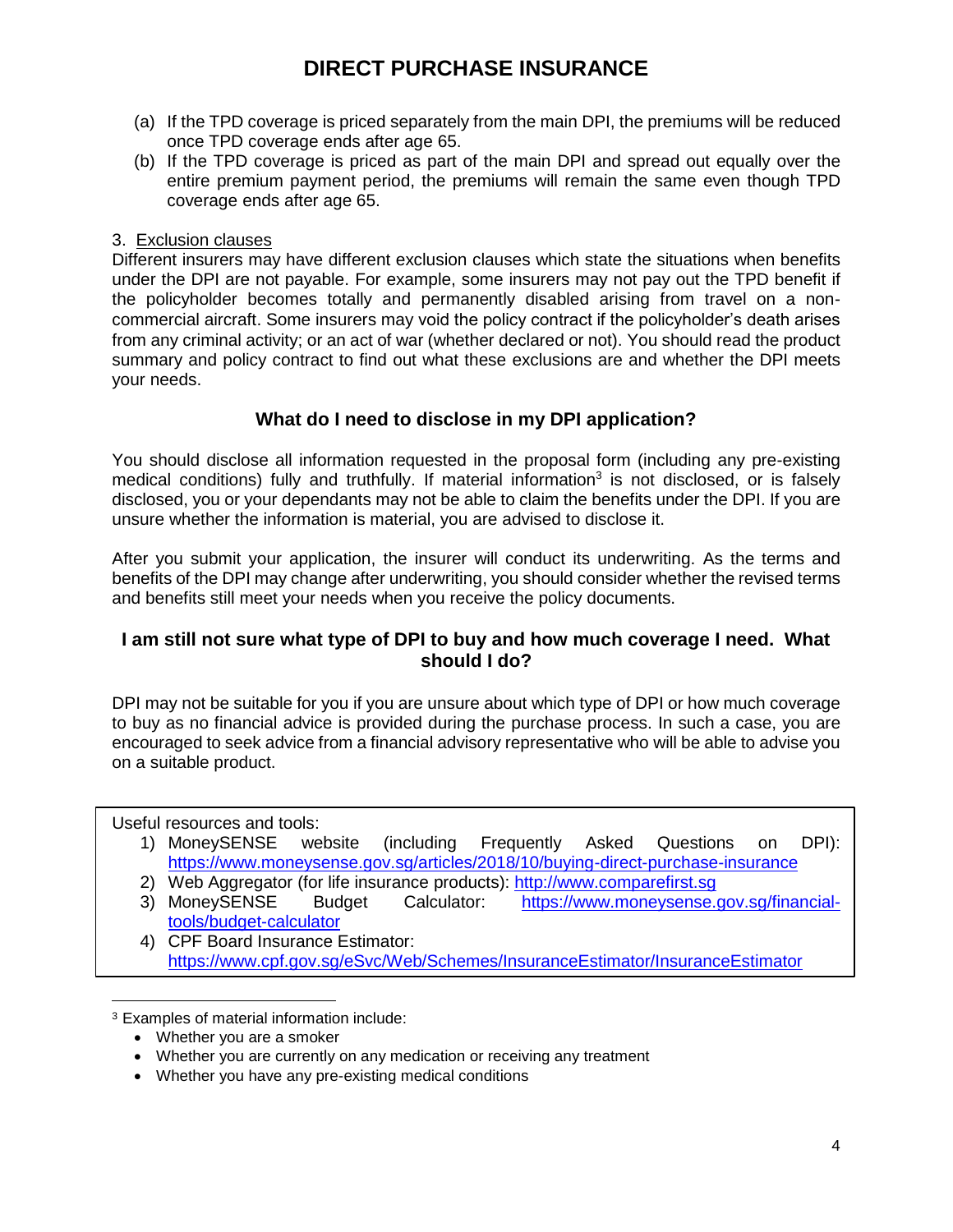(a) If the TPD coverage is priced separately from the main DPI, the premiums will be reduced once TPD coverage ends after age 65.
(b) If the TPD coverage is priced as part of the main DPI and spread out equally over the entire premium payment period, the premiums will remain the same even though TPD coverage ends after age 65.

3. Exclusion clauses

Different insurers may have different exclusion clauses which state the situations when benefits under the DPI are not payable. For example, some insurers may not pay out the TPD benefit if the policyholder becomes totally and permanently disabled arising from travel on a non-commercial aircraft. Some insurers may void the policy contract if the policyholder's death arises from any criminal activity; or an act of war (whether declared or not). You should read the product summary and policy contract to find out what these exclusions are and whether the DPI meets your needs.

## What do I need to disclose in my DPI application?

You should disclose all information requested in the proposal form (including any pre-existing medical conditions) fully and truthfully. If material information[3] is not disclosed, or is falsely disclosed, you or your dependants may not be able to claim the benefits under the DPI. If you are unsure whether the information is material, you are advised to disclose it.

After you submit your application, the insurer will conduct its underwriting. As the terms and benefits of the DPI may change after underwriting, you should consider whether the revised terms and benefits still meet your needs when you receive the policy documents.

## I am still not sure what type of DPI to buy and how much coverage I need. What should I do?

DPI may not be suitable for you if you are unsure about which type of DPI or how much coverage to buy as no financial advice is provided during the purchase process. In such a case, you are encouraged to seek advice from a financial advisory representative who will be able to advise you on a suitable product.

Useful resources and tools:

1) MoneySENSE website (including Frequently Asked Questions on DPI): https://www.moneysense.gov.sg/articles/2018/10/buying-direct-purchase-insurance
2) Web Aggregator (for life insurance products): http://www.comparefirst.sg
3) MoneySENSE Budget Calculator: https://www.moneysense.gov.sg/financial-tools/budget-calculator
4) CPF Board Insurance Estimator: https://www.cpf.gov.sg/eSvc/Web/Schemes/InsuranceEstimator/InsuranceEstimator

[3] Examples of material information include:

- Whether you are a smoker
- Whether you are currently on any medication or receiving any treatment
- Whether you have any pre-existing medical conditions